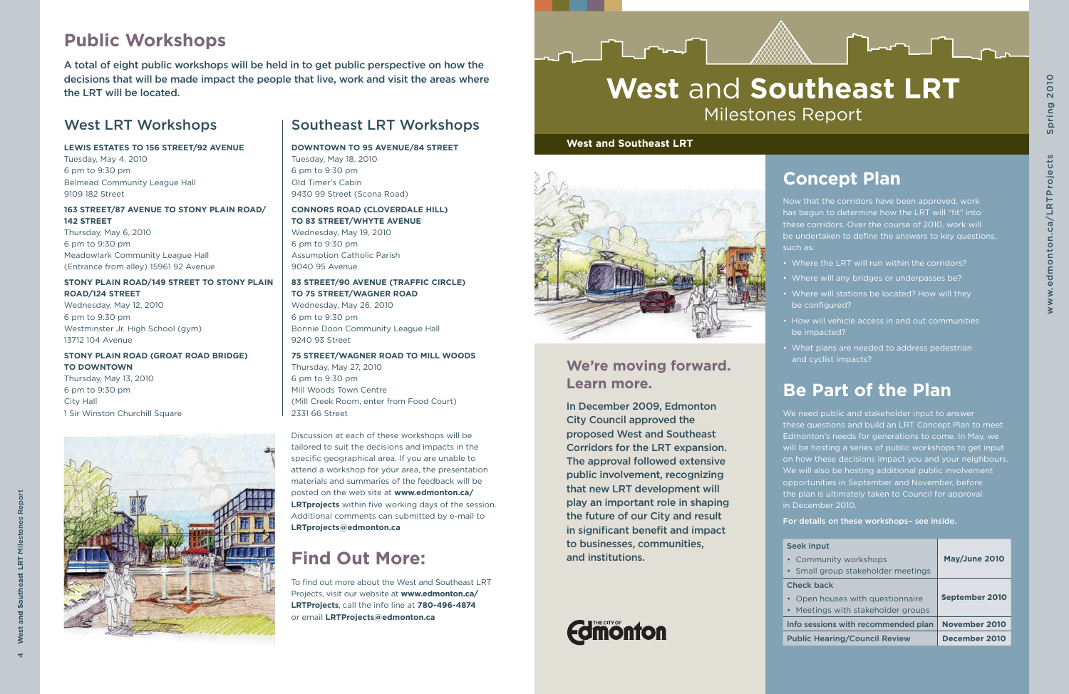# Public Workshops

A total of eight public workshops will be held in to get public perspective on how the decisions that will be made impact the people that live, work and visit the areas where the LRT will be located.

## West LRT Workshops

**LEWIS ESTATES TO 156 STREET/92 AVENUE**
Tuesday, May 4, 2010
6 pm to 9:30 pm
Belmead Community League Hall
9109 182 Street

**163 STREET/87 AVENUE TO STONY PLAIN ROAD/ 142 STREET**
Thursday, May 6, 2010
6 pm to 9:30 pm
Meadowlark Community League Hall
(Entrance from alley) 15961 92 Avenue

**STONY PLAIN ROAD/149 STREET TO STONY PLAIN ROAD/124 STREET**
Wednesday, May 12, 2010
6 pm to 9:30 pm
Westminster Jr. High School (gym)
13712 104 Avenue

**STONY PLAIN ROAD (GROAT ROAD BRIDGE) TO DOWNTOWN**
Thursday, May 13, 2010
6 pm to 9:30 pm
City Hall
1 Sir Winston Churchill Square

## Southeast LRT Workshops

**DOWNTOWN TO 95 AVENUE/84 STREET**
Tuesday, May 18, 2010
6 pm to 9:30 pm
Old Timer's Cabin
9430 99 Street (Scona Road)

**CONNORS ROAD (CLOVERDALE HILL) TO 83 STREET/WHYTE AVENUE**
Wednesday, May 19, 2010
6 pm to 9:30 pm
Assumption Catholic Parish
9040 95 Avenue

**83 STREET/90 AVENUE (TRAFFIC CIRCLE) TO 75 STREET/WAGNER ROAD**
Wednesday, May 26, 2010
6 pm to 9:30 pm
Bonnie Doon Community League Hall
9240 93 Street

**75 STREET/WAGNER ROAD TO MILL WOODS**
Thursday, May 27, 2010
6 pm to 9:30 pm
Mill Woods Town Centre
(Mill Creek Room, enter from Food Court)
2331 66 Street

Discussion at each of these workshops will be tailored to suit the decisions and impacts in the specific geographical area. If you are unable to attend a workshop for your area, the presentation materials and summaries of the feedback will be posted on the web site at **www.edmonton.ca/LRTprojects** within five working days of the session. Additional comments can submitted by e-mail to **LRTprojects@edmonton.ca**

# Find Out More:

To find out more about the West and Southeast LRT Projects, visit our website at **www.edmonton.ca/LRTProjects**, call the info line at **780-496-4874** or email **LRTProjects@edmonton.ca**

# West and Southeast LRT

Milestones Report

**West and Southeast LRT**

## We're moving forward. Learn more.

In December 2009, Edmonton City Council approved the proposed West and Southeast Corridors for the LRT expansion. The approval followed extensive public involvement, recognizing that new LRT development will play an important role in shaping the future of our City and result in significant benefit and impact to businesses, communities, and institutions.

The City of Edmonton

## Concept Plan

Now that the corridors have been approved, work has begun to determine how the LRT will "fit" into these corridors. Over the course of 2010, work will be undertaken to define the answers to key questions, such as:

- Where the LRT will run within the corridors?
- Where will any bridges or underpasses be?
- Where will stations be located? How will they be configured?
- How will vehicle access in and out communities be impacted?
- What plans are needed to address pedestrian and cyclist impacts?

## Be Part of the Plan

We need public and stakeholder input to answer these questions and build an LRT Concept Plan to meet Edmonton's needs for generations to come. In May, we will be hosting a series of public workshops to get input on how these decisions impact you and your neighbours. We will also be hosting additional public involvement opportunities in September and November, before the plan is ultimately taken to Council for approval in December 2010.

**For details on these workshops– see inside.**

| | |
|---|---|
| Seek input<br>• Community workshops<br>• Small group stakeholder meetings | **May/June 2010** |
| Check back<br>• Open houses with questionnaire<br>• Meetings with stakeholder groups | **September 2010** |
| Info sessions with recommended plan | **November 2010** |
| Public Hearing/Council Review | **December 2010** |

www.edmonton.ca/LRTProjects Spring 2010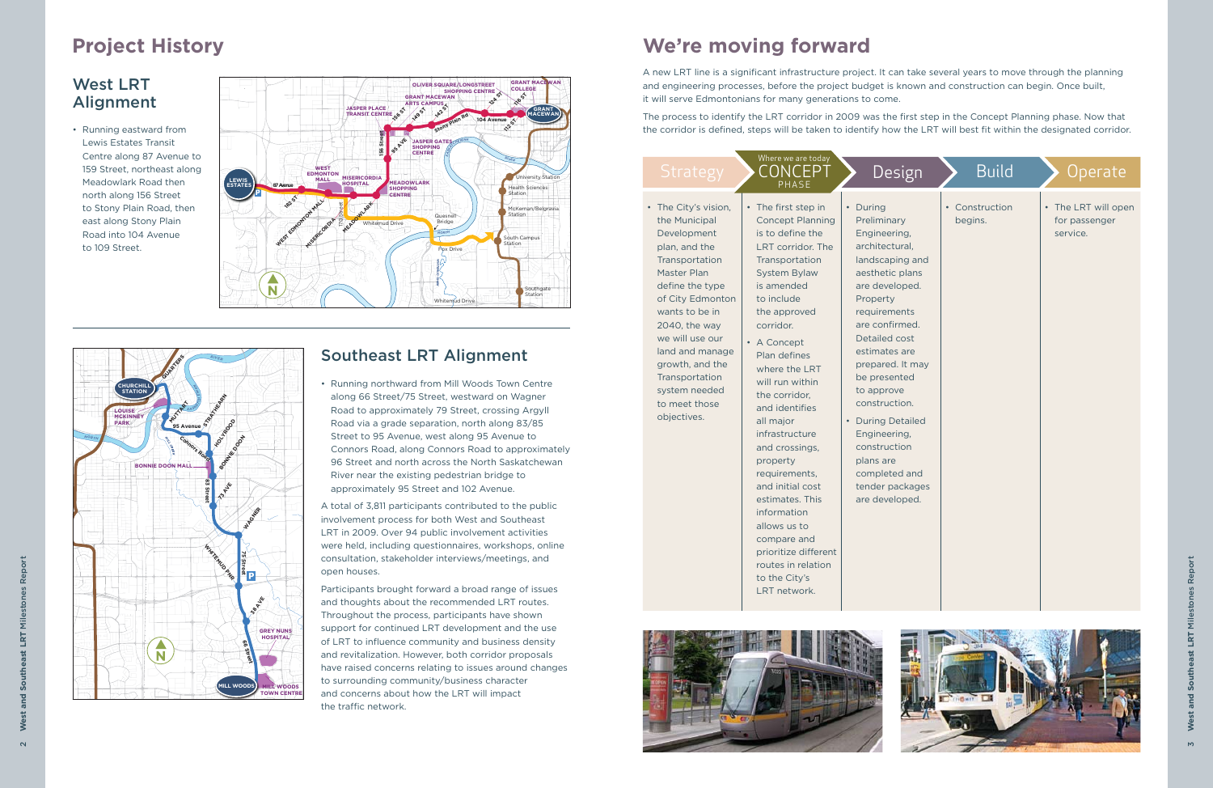# Project History

## West LRT Alignment

- Running eastward from Lewis Estates Transit Centre along 87 Avenue to 159 Street, northeast along Meadowlark Road then north along 156 Street to Stony Plain Road, then east along Stony Plain Road into 104 Avenue to 109 Street.

## Southeast LRT Alignment

- Running northward from Mill Woods Town Centre along 66 Street/75 Street, westward on Wagner Road to approximately 79 Street, crossing Argyll Road via a grade separation, north along 83/85 Street to 95 Avenue, west along 95 Avenue to Connors Road, along Connors Road to approximately 96 Street and north across the North Saskatchewan River near the existing pedestrian bridge to approximately 95 Street and 102 Avenue.

A total of 3,811 participants contributed to the public involvement process for both West and Southeast LRT in 2009. Over 94 public involvement activities were held, including questionnaires, workshops, online consultation, stakeholder interviews/meetings, and open houses.

Participants brought forward a broad range of issues and thoughts about the recommended LRT routes. Throughout the process, participants have shown support for continued LRT development and the use of LRT to influence community and business density and revitalization. However, both corridor proposals have raised concerns relating to issues around changes to surrounding community/business character and concerns about how the LRT will impact the traffic network.

# We're moving forward

A new LRT line is a significant infrastructure project. It can take several years to move through the planning and engineering processes, before the project budget is known and construction can begin. Once built, it will serve Edmontonians for many generations to come.

The process to identify the LRT corridor in 2009 was the first step in the Concept Planning phase. Now that the corridor is defined, steps will be taken to identify how the LRT will best fit within the designated corridor.

| Strategy | Where we are today CONCEPT PHASE | Design | Build | Operate |
|---|---|---|---|---|
| • The City's vision, the Municipal Development plan, and the Transportation Master Plan define the type of City Edmonton wants to be in 2040, the way we will use our land and manage growth, and the Transportation system needed to meet those objectives. | • The first step in Concept Planning is to define the LRT corridor. The Transportation System Bylaw is amended to include the approved corridor. • A Concept Plan defines where the LRT will run within the corridor, and identifies all major infrastructure and crossings, property requirements, and initial cost estimates. This information allows us to compare and prioritize different routes in relation to the City's LRT network. | • During Preliminary Engineering, architectural, landscaping and aesthetic plans are developed. Property requirements are confirmed. Detailed cost estimates are prepared. It may be presented to approve construction. • During Detailed Engineering, construction plans are completed and tender packages are developed. | • Construction begins. | • The LRT will open for passenger service. |